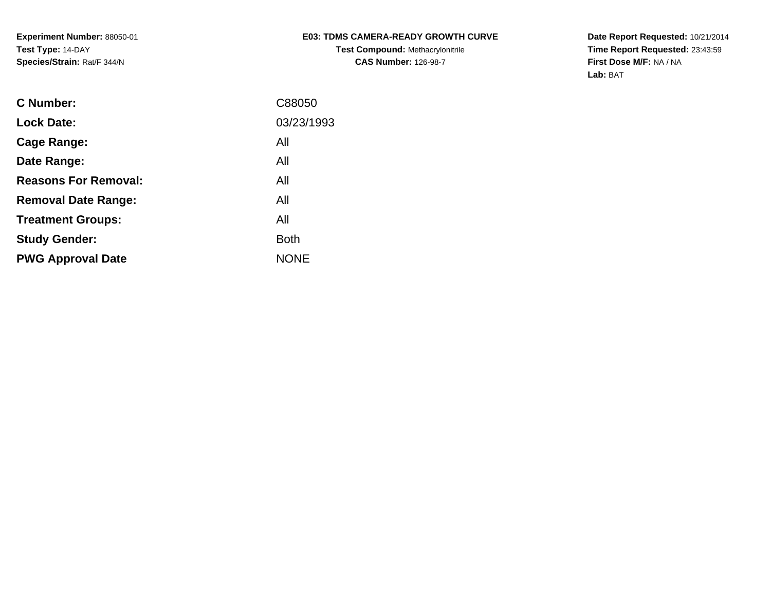**Experiment Number:** 88050-01
**Test Type:** 14-DAY
**Species/Strain:** Rat/F 344/N

**E03: TDMS CAMERA-READY GROWTH CURVE**
**Test Compound:** Methacrylonitrile
**CAS Number:** 126-98-7

**Date Report Requested:** 10/21/2014
**Time Report Requested:** 23:43:59
**First Dose M/F:** NA / NA
**Lab:** BAT

| | |
|---|---|
| **C Number:** | C88050 |
| **Lock Date:** | 03/23/1993 |
| **Cage Range:** | All |
| **Date Range:** | All |
| **Reasons For Removal:** | All |
| **Removal Date Range:** | All |
| **Treatment Groups:** | All |
| **Study Gender:** | Both |
| **PWG Approval Date** | NONE |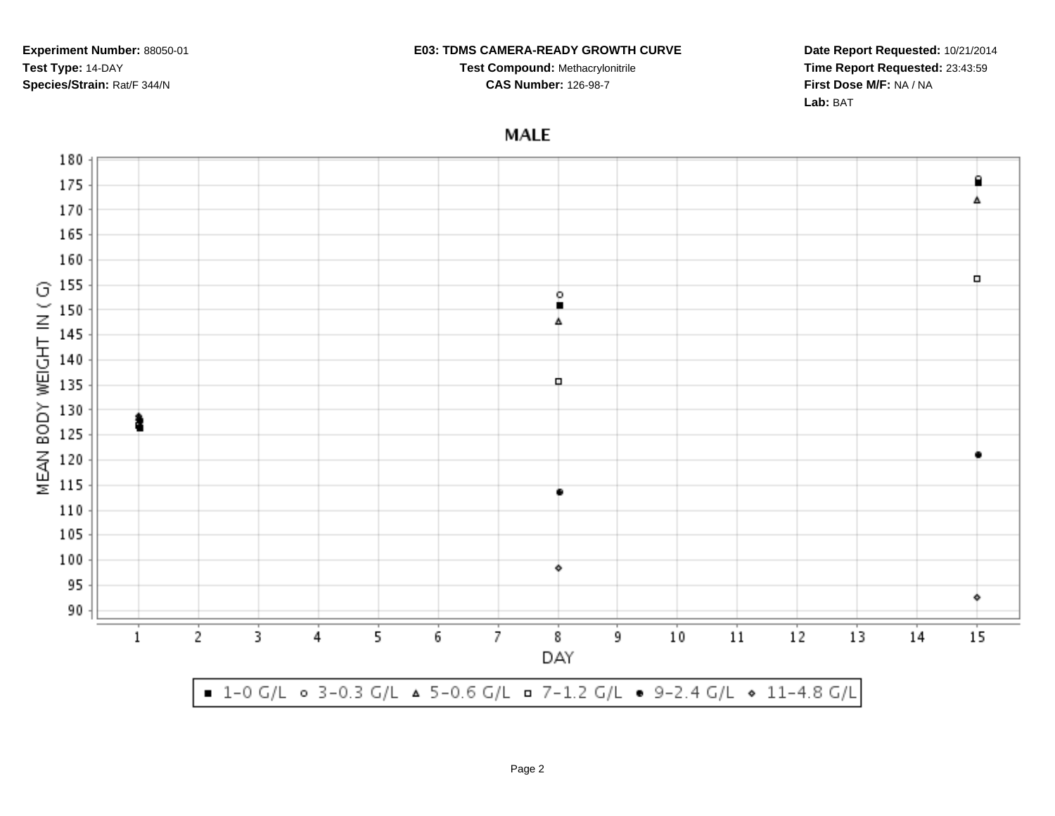**Experiment Number:** 88050-01
**Test Type:** 14-DAY
**Species/Strain:** Rat/F 344/N

**E03: TDMS CAMERA-READY GROWTH CURVE**
**Test Compound:** Methacrylonitrile
**CAS Number:** 126-98-7

**Date Report Requested:** 10/21/2014
**Time Report Requested:** 23:43:59
**First Dose M/F:** NA / NA
**Lab:** BAT

## MALE

MEAN BODY WEIGHT IN ( G)

DAY

■ 1-0 G/L ○ 3-0.3 G/L △ 5-0.6 G/L □ 7-1.2 G/L ● 9-2.4 G/L ◇ 11-4.8 G/L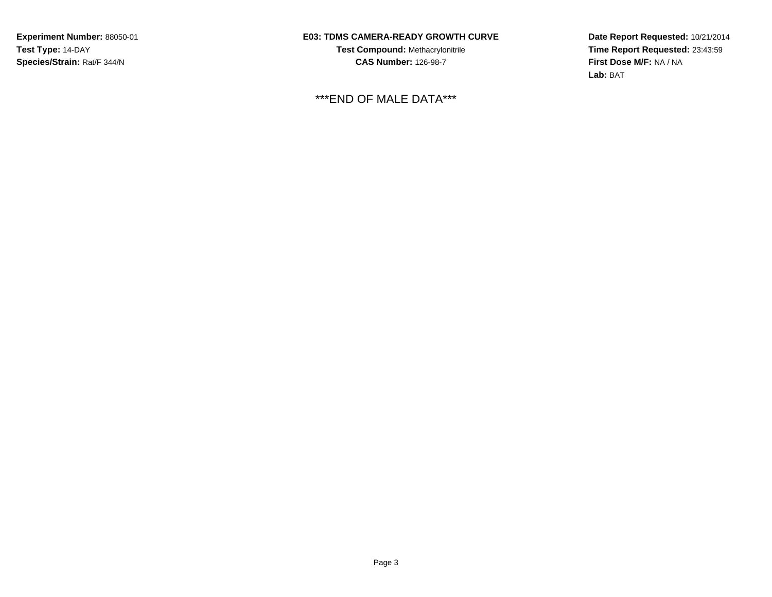**Experiment Number:** 88050-01
**Test Type:** 14-DAY
**Species/Strain:** Rat/F 344/N

**E03: TDMS CAMERA-READY GROWTH CURVE**
**Test Compound:** Methacrylonitrile
**CAS Number:** 126-98-7

**Date Report Requested:** 10/21/2014
**Time Report Requested:** 23:43:59
**First Dose M/F:** NA / NA
**Lab:** BAT

***END OF MALE DATA***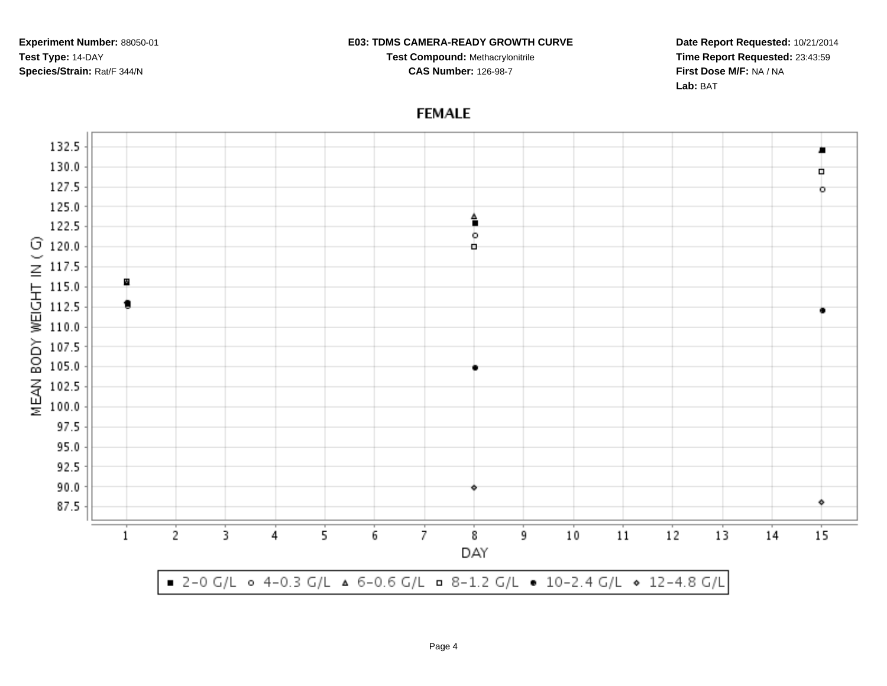**Experiment Number:** 88050-01
**Test Type:** 14-DAY
**Species/Strain:** Rat/F 344/N

**E03: TDMS CAMERA-READY GROWTH CURVE**
**Test Compound:** Methacrylonitrile
**CAS Number:** 126-98-7

**Date Report Requested:** 10/21/2014
**Time Report Requested:** 23:43:59
**First Dose M/F:** NA / NA
**Lab:** BAT

## FEMALE

MEAN BODY WEIGHT IN ( G) vs. DAY

■ 2-0 G/L ○ 4-0.3 G/L ▲ 6-0.6 G/L □ 8-1.2 G/L ● 10-2.4 G/L ◇ 12-4.8 G/L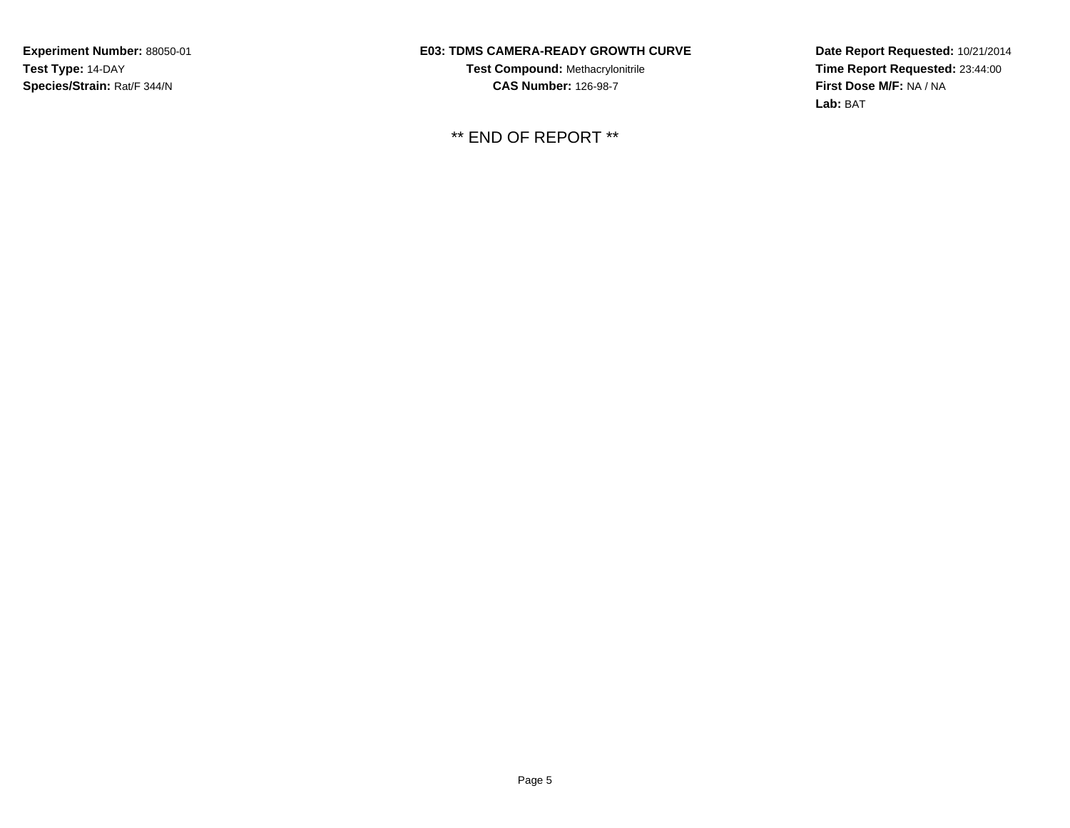**Experiment Number:** 88050-01
**Test Type:** 14-DAY
**Species/Strain:** Rat/F 344/N

**E03: TDMS CAMERA-READY GROWTH CURVE**
**Test Compound:** Methacrylonitrile
**CAS Number:** 126-98-7

**Date Report Requested:** 10/21/2014
**Time Report Requested:** 23:44:00
**First Dose M/F:** NA / NA
**Lab:** BAT

** END OF REPORT **